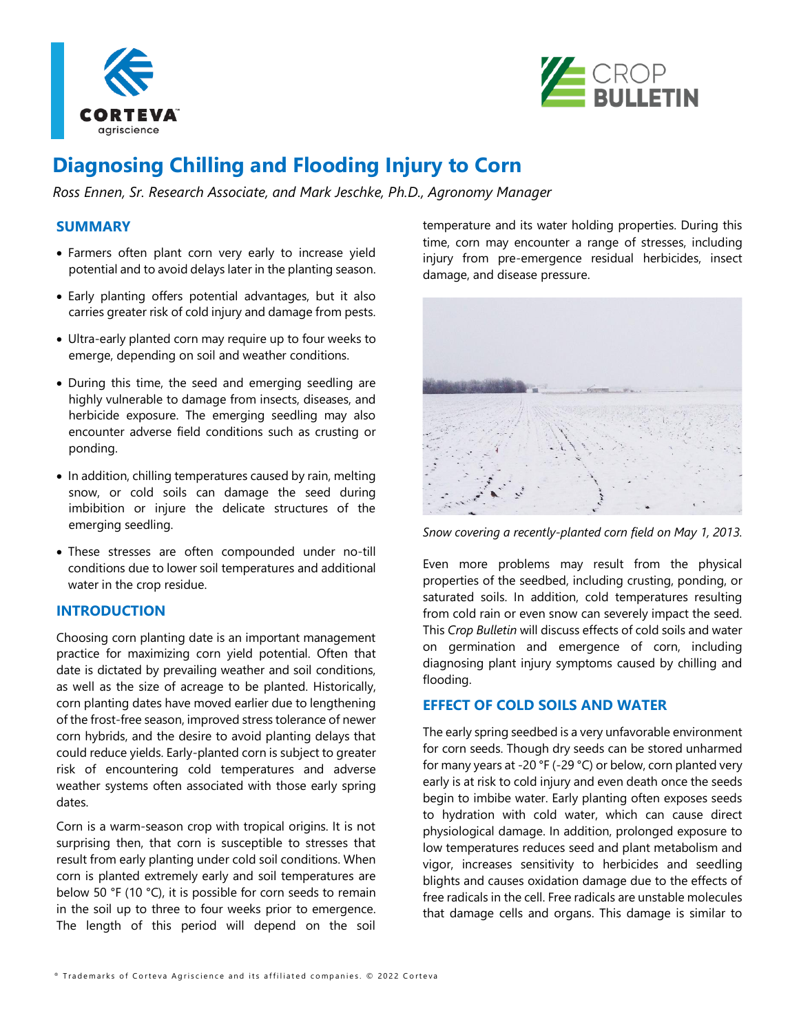# Diagnosing Chilling and Flooding Injury to Corn

*Ross Ennen, Sr. Research Associate, and Mark Jeschke, Ph.D., Agronomy Manager*

## SUMMARY

- Farmers often plant corn very early to increase yield potential and to avoid delays later in the planting season.
- Early planting offers potential advantages, but it also carries greater risk of cold injury and damage from pests.
- Ultra-early planted corn may require up to four weeks to emerge, depending on soil and weather conditions.
- During this time, the seed and emerging seedling are highly vulnerable to damage from insects, diseases, and herbicide exposure. The emerging seedling may also encounter adverse field conditions such as crusting or ponding.
- In addition, chilling temperatures caused by rain, melting snow, or cold soils can damage the seed during imbibition or injure the delicate structures of the emerging seedling.
- These stresses are often compounded under no-till conditions due to lower soil temperatures and additional water in the crop residue.

## INTRODUCTION

Choosing corn planting date is an important management practice for maximizing corn yield potential. Often that date is dictated by prevailing weather and soil conditions, as well as the size of acreage to be planted. Historically, corn planting dates have moved earlier due to lengthening of the frost-free season, improved stress tolerance of newer corn hybrids, and the desire to avoid planting delays that could reduce yields. Early-planted corn is subject to greater risk of encountering cold temperatures and adverse weather systems often associated with those early spring dates.

Corn is a warm-season crop with tropical origins. It is not surprising then, that corn is susceptible to stresses that result from early planting under cold soil conditions. When corn is planted extremely early and soil temperatures are below 50 °F (10 °C), it is possible for corn seeds to remain in the soil up to three to four weeks prior to emergence. The length of this period will depend on the soil temperature and its water holding properties. During this time, corn may encounter a range of stresses, including injury from pre-emergence residual herbicides, insect damage, and disease pressure.

*Snow covering a recently-planted corn field on May 1, 2013.*

Even more problems may result from the physical properties of the seedbed, including crusting, ponding, or saturated soils. In addition, cold temperatures resulting from cold rain or even snow can severely impact the seed. This *Crop Bulletin* will discuss effects of cold soils and water on germination and emergence of corn, including diagnosing plant injury symptoms caused by chilling and flooding.

## EFFECT OF COLD SOILS AND WATER

The early spring seedbed is a very unfavorable environment for corn seeds. Though dry seeds can be stored unharmed for many years at -20 °F (-29 °C) or below, corn planted very early is at risk to cold injury and even death once the seeds begin to imbibe water. Early planting often exposes seeds to hydration with cold water, which can cause direct physiological damage. In addition, prolonged exposure to low temperatures reduces seed and plant metabolism and vigor, increases sensitivity to herbicides and seedling blights and causes oxidation damage due to the effects of free radicals in the cell. Free radicals are unstable molecules that damage cells and organs. This damage is similar to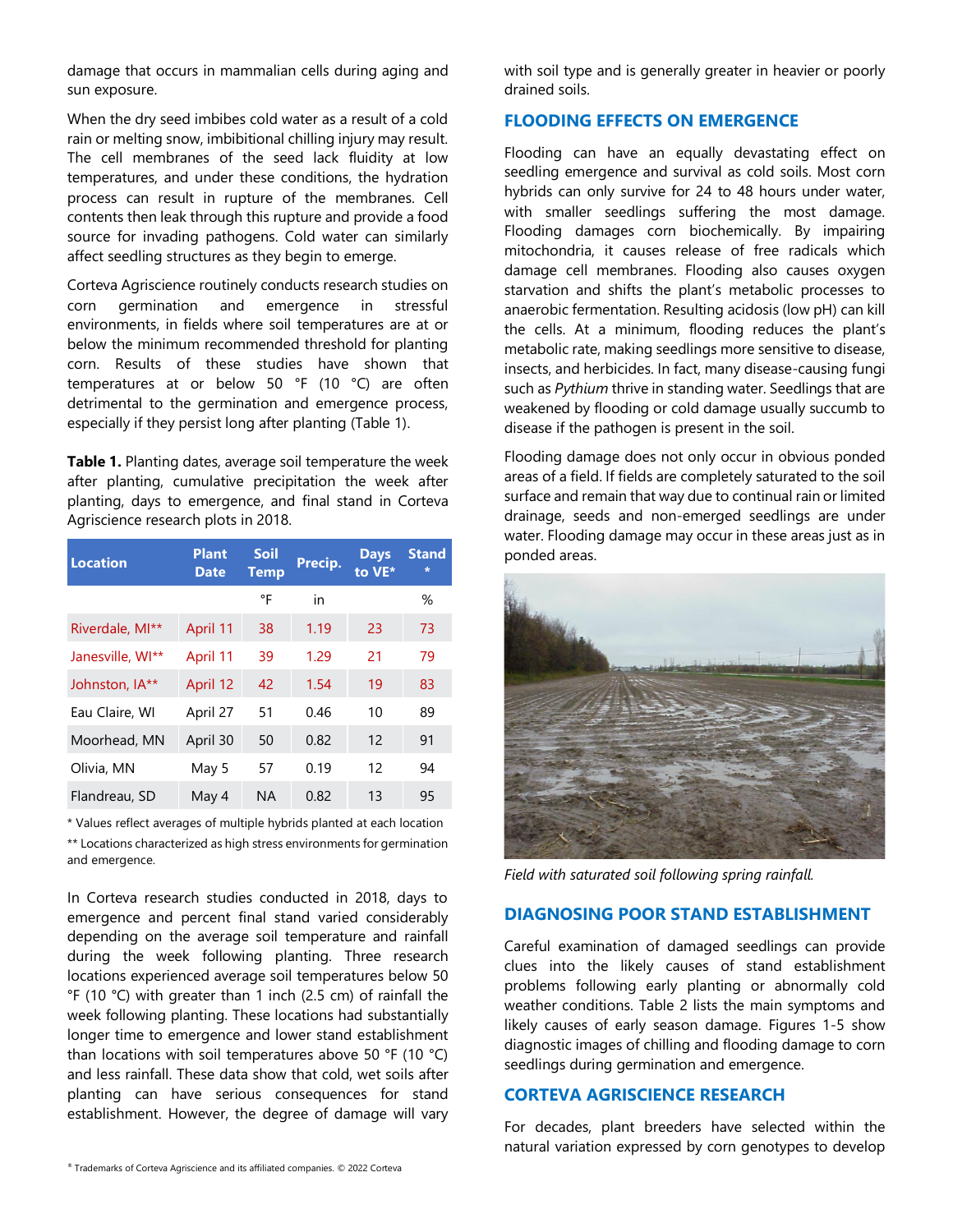damage that occurs in mammalian cells during aging and sun exposure.

When the dry seed imbibes cold water as a result of a cold rain or melting snow, imbibitional chilling injury may result. The cell membranes of the seed lack fluidity at low temperatures, and under these conditions, the hydration process can result in rupture of the membranes. Cell contents then leak through this rupture and provide a food source for invading pathogens. Cold water can similarly affect seedling structures as they begin to emerge.

Corteva Agriscience routinely conducts research studies on corn germination and emergence in stressful environments, in fields where soil temperatures are at or below the minimum recommended threshold for planting corn. Results of these studies have shown that temperatures at or below 50 °F (10 °C) are often detrimental to the germination and emergence process, especially if they persist long after planting (Table 1).

**Table 1.** Planting dates, average soil temperature the week after planting, cumulative precipitation the week after planting, days to emergence, and final stand in Corteva Agriscience research plots in 2018.

| Location | Plant Date | Soil Temp | Precip. | Days to VE* | Stand * |
|---|---|---|---|---|---|
| | | °F | in | | % |
| Riverdale, MI** | April 11 | 38 | 1.19 | 23 | 73 |
| Janesville, WI** | April 11 | 39 | 1.29 | 21 | 79 |
| Johnston, IA** | April 12 | 42 | 1.54 | 19 | 83 |
| Eau Claire, WI | April 27 | 51 | 0.46 | 10 | 89 |
| Moorhead, MN | April 30 | 50 | 0.82 | 12 | 91 |
| Olivia, MN | May 5 | 57 | 0.19 | 12 | 94 |
| Flandreau, SD | May 4 | NA | 0.82 | 13 | 95 |

\* Values reflect averages of multiple hybrids planted at each location

** Locations characterized as high stress environments for germination and emergence.

In Corteva research studies conducted in 2018, days to emergence and percent final stand varied considerably depending on the average soil temperature and rainfall during the week following planting. Three research locations experienced average soil temperatures below 50 °F (10 °C) with greater than 1 inch (2.5 cm) of rainfall the week following planting. These locations had substantially longer time to emergence and lower stand establishment than locations with soil temperatures above 50 °F (10 °C) and less rainfall. These data show that cold, wet soils after planting can have serious consequences for stand establishment. However, the degree of damage will vary with soil type and is generally greater in heavier or poorly drained soils.

## FLOODING EFFECTS ON EMERGENCE

Flooding can have an equally devastating effect on seedling emergence and survival as cold soils. Most corn hybrids can only survive for 24 to 48 hours under water, with smaller seedlings suffering the most damage. Flooding damages corn biochemically. By impairing mitochondria, it causes release of free radicals which damage cell membranes. Flooding also causes oxygen starvation and shifts the plant's metabolic processes to anaerobic fermentation. Resulting acidosis (low pH) can kill the cells. At a minimum, flooding reduces the plant's metabolic rate, making seedlings more sensitive to disease, insects, and herbicides. In fact, many disease-causing fungi such as *Pythium* thrive in standing water. Seedlings that are weakened by flooding or cold damage usually succumb to disease if the pathogen is present in the soil.

Flooding damage does not only occur in obvious ponded areas of a field. If fields are completely saturated to the soil surface and remain that way due to continual rain or limited drainage, seeds and non-emerged seedlings are under water. Flooding damage may occur in these areas just as in ponded areas.

*Field with saturated soil following spring rainfall.*

## DIAGNOSING POOR STAND ESTABLISHMENT

Careful examination of damaged seedlings can provide clues into the likely causes of stand establishment problems following early planting or abnormally cold weather conditions. Table 2 lists the main symptoms and likely causes of early season damage. Figures 1-5 show diagnostic images of chilling and flooding damage to corn seedlings during germination and emergence.

## CORTEVA AGRISCIENCE RESEARCH

For decades, plant breeders have selected within the natural variation expressed by corn genotypes to develop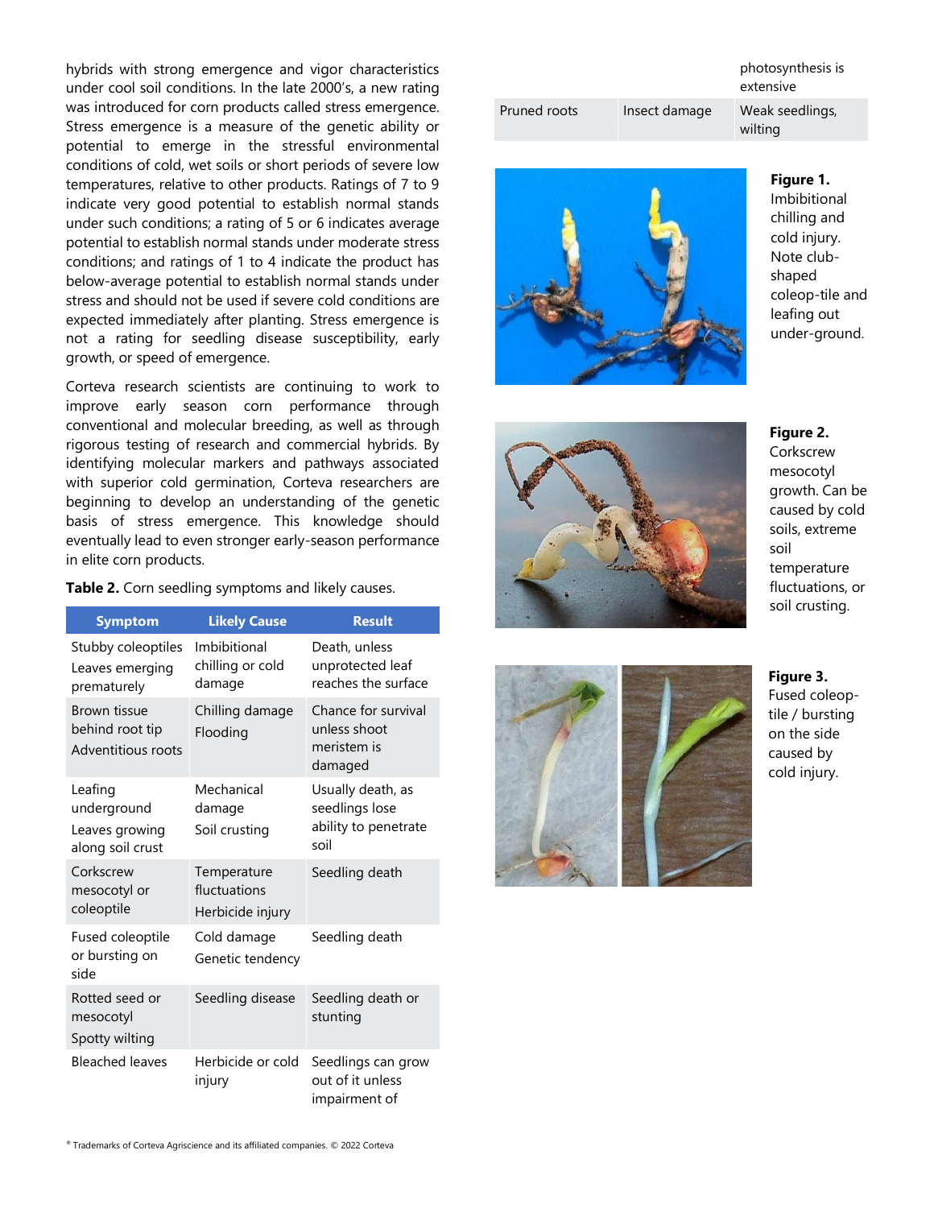hybrids with strong emergence and vigor characteristics under cool soil conditions. In the late 2000's, a new rating was introduced for corn products called stress emergence. Stress emergence is a measure of the genetic ability or potential to emerge in the stressful environmental conditions of cold, wet soils or short periods of severe low temperatures, relative to other products. Ratings of 7 to 9 indicate very good potential to establish normal stands under such conditions; a rating of 5 or 6 indicates average potential to establish normal stands under moderate stress conditions; and ratings of 1 to 4 indicate the product has below-average potential to establish normal stands under stress and should not be used if severe cold conditions are expected immediately after planting. Stress emergence is not a rating for seedling disease susceptibility, early growth, or speed of emergence.

Corteva research scientists are continuing to work to improve early season corn performance through conventional and molecular breeding, as well as through rigorous testing of research and commercial hybrids. By identifying molecular markers and pathways associated with superior cold germination, Corteva researchers are beginning to develop an understanding of the genetic basis of stress emergence. This knowledge should eventually lead to even stronger early-season performance in elite corn products.

**Table 2.** Corn seedling symptoms and likely causes.

| Symptom | Likely Cause | Result |
| --- | --- | --- |
| Stubby coleoptiles<br>Leaves emerging prematurely | Imbibitional chilling or cold damage | Death, unless unprotected leaf reaches the surface |
| Brown tissue behind root tip<br>Adventitious roots | Chilling damage<br>Flooding | Chance for survival unless shoot meristem is damaged |
| Leafing underground<br>Leaves growing along soil crust | Mechanical damage<br>Soil crusting | Usually death, as seedlings lose ability to penetrate soil |
| Corkscrew mesocotyl or coleoptile | Temperature fluctuations<br>Herbicide injury | Seedling death |
| Fused coleoptile or bursting on side | Cold damage<br>Genetic tendency | Seedling death |
| Rotted seed or mesocotyl<br>Spotty wilting | Seedling disease | Seedling death or stunting |
| Bleached leaves | Herbicide or cold injury | Seedlings can grow out of it unless impairment of photosynthesis is extensive |
| Pruned roots | Insect damage | Weak seedlings, wilting |

**Figure 1.** Imbibitional chilling and cold injury. Note club-shaped coleop-tile and leafing out under-ground.

**Figure 2.** Corkscrew mesocotyl growth. Can be caused by cold soils, extreme soil temperature fluctuations, or soil crusting.

**Figure 3.** Fused coleop-tile / bursting on the side caused by cold injury.

® Trademarks of Corteva Agriscience and its affiliated companies. © 2022 Corteva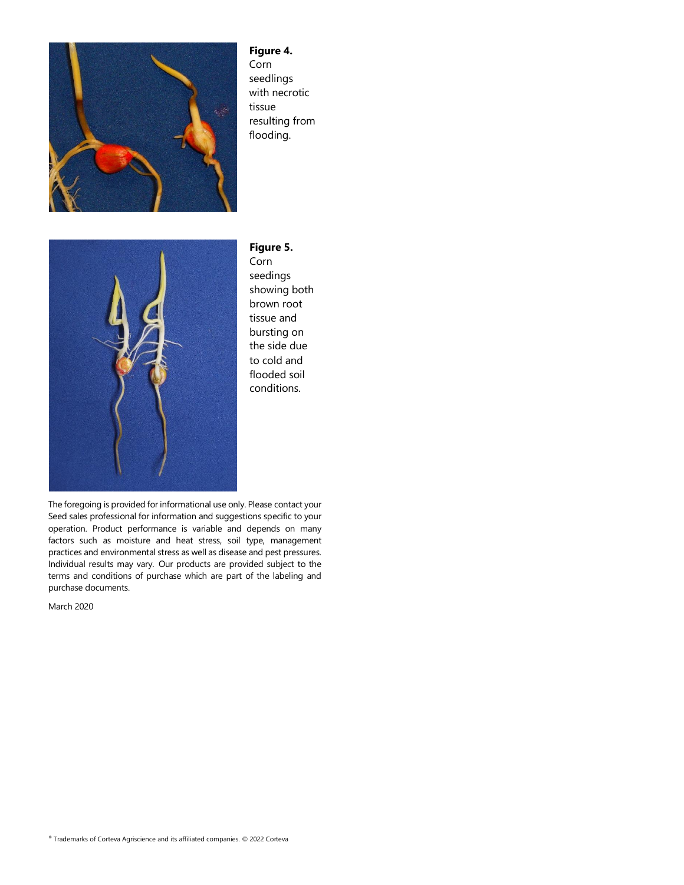**Figure 4.** Corn seedlings with necrotic tissue resulting from flooding.

**Figure 5.** Corn seedings showing both brown root tissue and bursting on the side due to cold and flooded soil conditions.

The foregoing is provided for informational use only. Please contact your Seed sales professional for information and suggestions specific to your operation. Product performance is variable and depends on many factors such as moisture and heat stress, soil type, management practices and environmental stress as well as disease and pest pressures. Individual results may vary. Our products are provided subject to the terms and conditions of purchase which are part of the labeling and purchase documents.

March 2020

® Trademarks of Corteva Agriscience and its affiliated companies. © 2022 Corteva